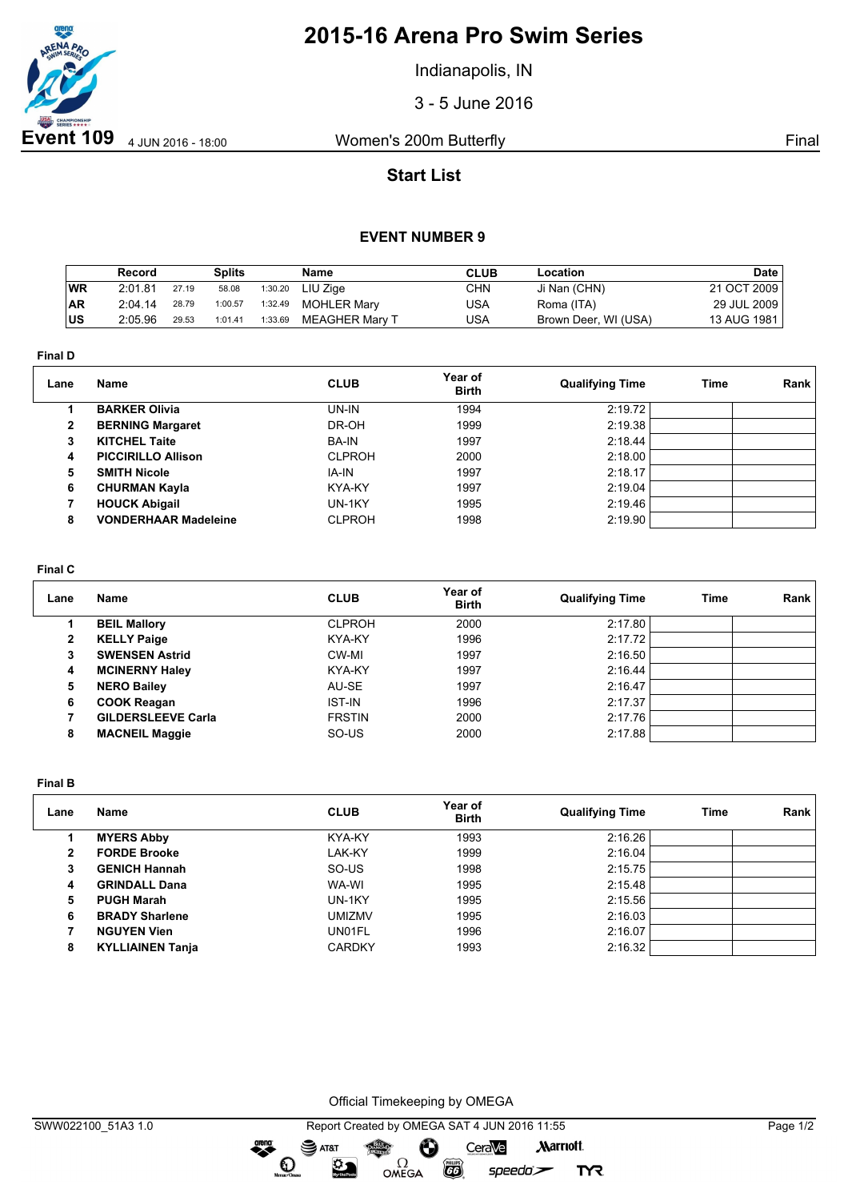# 2015-16 Arena Pro Swim Series

Indianapolis, IN

3 - 5 June 2016

**Event 109** 4 JUN 2016 - 18:00 — Women's 200m Butterfly — Final

## Start List

### EVENT NUMBER 9

| | Record | Splits | | | Name | CLUB | Location | Date |
|---|---|---|---|---|---|---|---|---|
| **WR** | 2:01.81 | 27.19 | 58.08 | 1:30.20 | LIU Zige | CHN | Ji Nan (CHN) | 21 OCT 2009 |
| **AR** | 2:04.14 | 28.79 | 1:00.57 | 1:32.49 | MOHLER Mary | USA | Roma (ITA) | 29 JUL 2009 |
| **US** | 2:05.96 | 29.53 | 1:01.41 | 1:33.69 | MEAGHER Mary T | USA | Brown Deer, WI (USA) | 13 AUG 1981 |

**Final D**

| Lane | Name | CLUB | Year of Birth | Qualifying Time | Time | Rank |
|---|---|---|---|---|---|---|
| 1 | **BARKER Olivia** | UN-IN | 1994 | 2:19.72 | | |
| 2 | **BERNING Margaret** | DR-OH | 1999 | 2:19.38 | | |
| 3 | **KITCHEL Taite** | BA-IN | 1997 | 2:18.44 | | |
| 4 | **PICCIRILLO Allison** | CLPROH | 2000 | 2:18.00 | | |
| 5 | **SMITH Nicole** | IA-IN | 1997 | 2:18.17 | | |
| 6 | **CHURMAN Kayla** | KYA-KY | 1997 | 2:19.04 | | |
| 7 | **HOUCK Abigail** | UN-1KY | 1995 | 2:19.46 | | |
| 8 | **VONDERHAAR Madeleine** | CLPROH | 1998 | 2:19.90 | | |

**Final C**

| Lane | Name | CLUB | Year of Birth | Qualifying Time | Time | Rank |
|---|---|---|---|---|---|---|
| 1 | **BEIL Mallory** | CLPROH | 2000 | 2:17.80 | | |
| 2 | **KELLY Paige** | KYA-KY | 1996 | 2:17.72 | | |
| 3 | **SWENSEN Astrid** | CW-MI | 1997 | 2:16.50 | | |
| 4 | **MCINERNY Haley** | KYA-KY | 1997 | 2:16.44 | | |
| 5 | **NERO Bailey** | AU-SE | 1997 | 2:16.47 | | |
| 6 | **COOK Reagan** | IST-IN | 1996 | 2:17.37 | | |
| 7 | **GILDERSLEEVE Carla** | FRSTIN | 2000 | 2:17.76 | | |
| 8 | **MACNEIL Maggie** | SO-US | 2000 | 2:17.88 | | |

**Final B**

| Lane | Name | CLUB | Year of Birth | Qualifying Time | Time | Rank |
|---|---|---|---|---|---|---|
| 1 | **MYERS Abby** | KYA-KY | 1993 | 2:16.26 | | |
| 2 | **FORDE Brooke** | LAK-KY | 1999 | 2:16.04 | | |
| 3 | **GENICH Hannah** | SO-US | 1998 | 2:15.75 | | |
| 4 | **GRINDALL Dana** | WA-WI | 1995 | 2:15.48 | | |
| 5 | **PUGH Marah** | UN-1KY | 1995 | 2:15.56 | | |
| 6 | **BRADY Sharlene** | UMIZMV | 1995 | 2:16.03 | | |
| 7 | **NGUYEN Vien** | UN01FL | 1996 | 2:16.07 | | |
| 8 | **KYLLIAINEN Tanja** | CARDKY | 1993 | 2:16.32 | | |

Official Timekeeping by OMEGA

SWW022100_51A3 1.0 — Report Created by OMEGA SAT 4 JUN 2016 11:55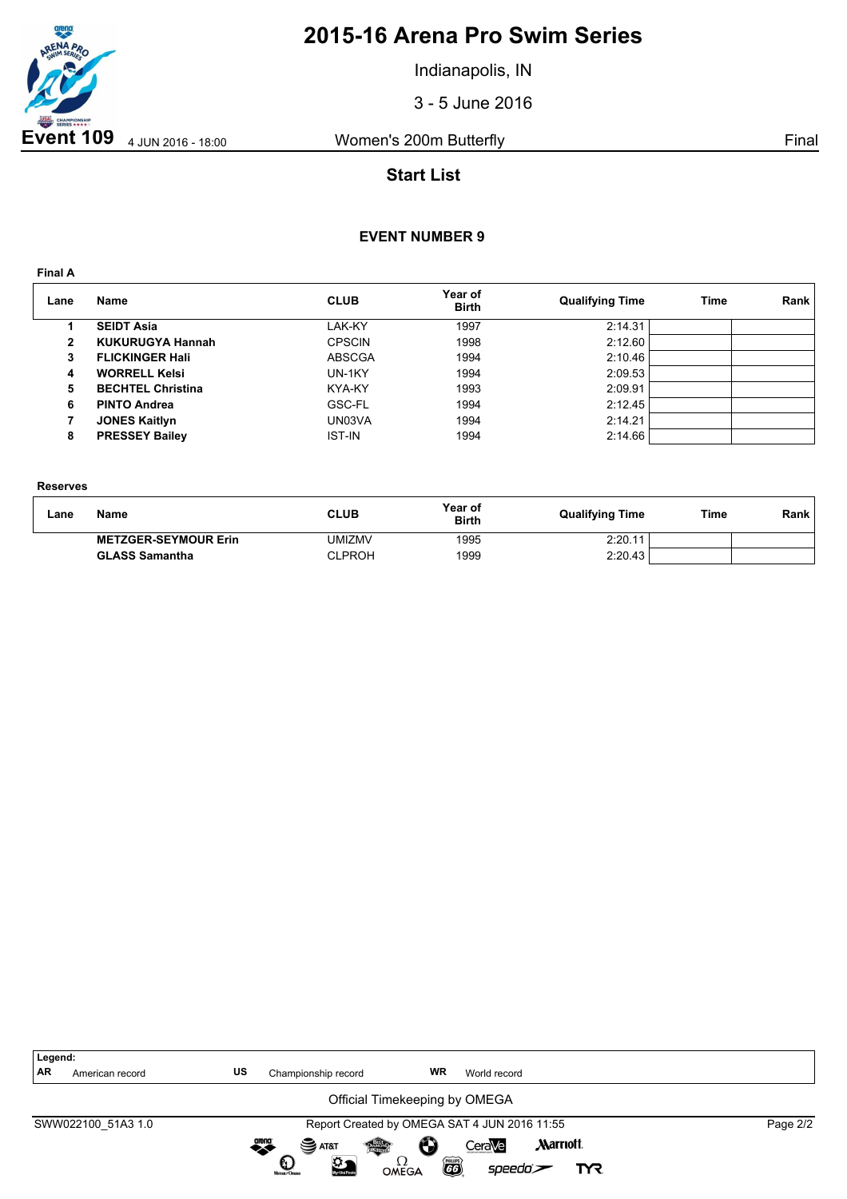# 2015-16 Arena Pro Swim Series

Indianapolis, IN

3 - 5 June 2016

**Event 109** 4 JUN 2016 - 18:00 Women's 200m Butterfly Final

## Start List

### EVENT NUMBER 9

**Final A**

| Lane | Name | CLUB | Year of Birth | Qualifying Time | Time | Rank |
|---|---|---|---|---|---|---|
| 1 | **SEIDT Asia** | LAK-KY | 1997 | 2:14.31 | | |
| 2 | **KUKURUGYA Hannah** | CPSCIN | 1998 | 2:12.60 | | |
| 3 | **FLICKINGER Hali** | ABSCGA | 1994 | 2:10.46 | | |
| 4 | **WORRELL Kelsi** | UN-1KY | 1994 | 2:09.53 | | |
| 5 | **BECHTEL Christina** | KYA-KY | 1993 | 2:09.91 | | |
| 6 | **PINTO Andrea** | GSC-FL | 1994 | 2:12.45 | | |
| 7 | **JONES Kaitlyn** | UN03VA | 1994 | 2:14.21 | | |
| 8 | **PRESSEY Bailey** | IST-IN | 1994 | 2:14.66 | | |

**Reserves**

| Lane | Name | CLUB | Year of Birth | Qualifying Time | Time | Rank |
|---|---|---|---|---|---|---|
| | **METZGER-SEYMOUR Erin** | UMIZMV | 1995 | 2:20.11 | | |
| | **GLASS Samantha** | CLPROH | 1999 | 2:20.43 | | |

**Legend:**

| | | | | | |
|---|---|---|---|---|---|
| AR | American record | US | Championship record | WR | World record |

Official Timekeeping by OMEGA

SWW022100_51A3 1.0 Report Created by OMEGA SAT 4 JUN 2016 11:55